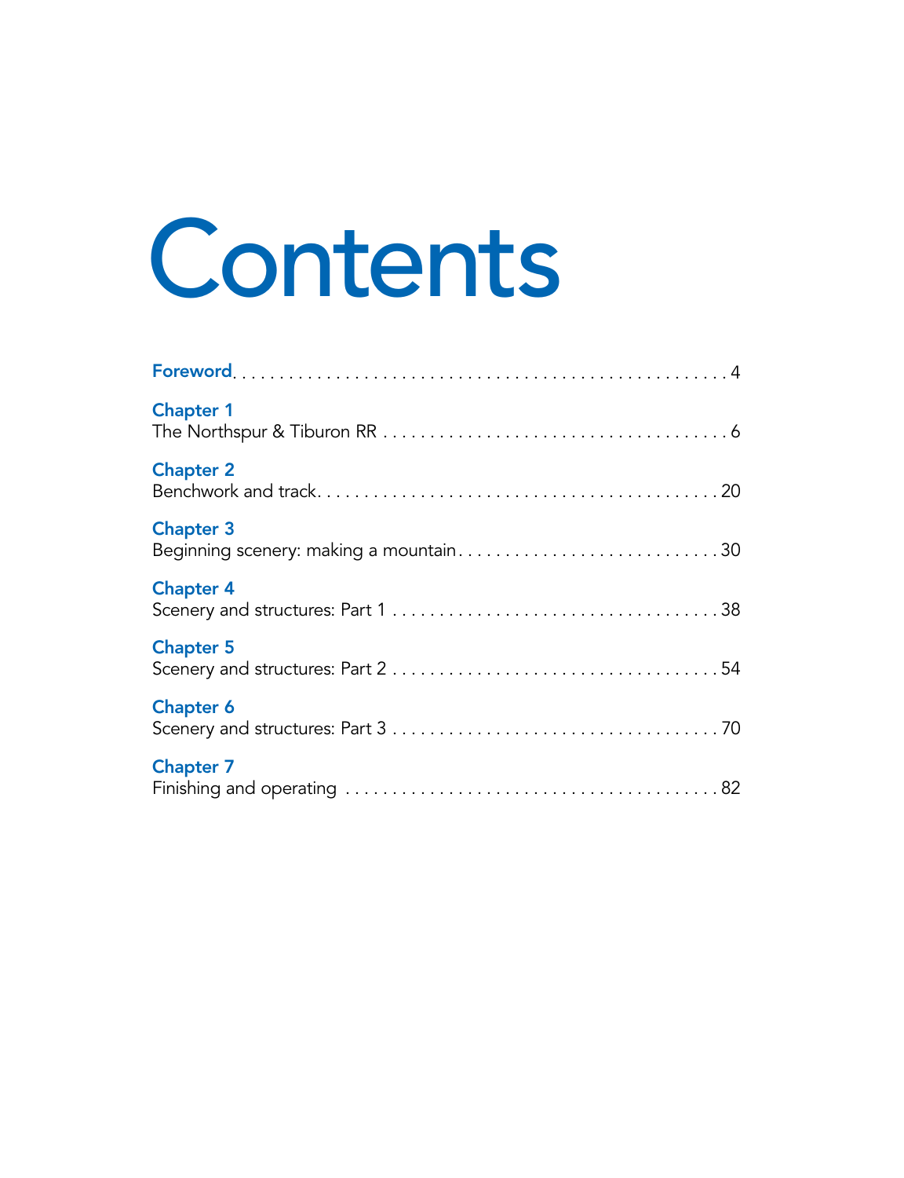# Contents

**Foreword** . . . . . . . . . . . . . . . . . . . . . . . . . . . . . . . . . . . . . . . . . . . . . . . . . . . . 4

**Chapter 1**
The Northspur & Tiburon RR . . . . . . . . . . . . . . . . . . . . . . . . . . . . . . . . . . . . 6

**Chapter 2**
Benchwork and track. . . . . . . . . . . . . . . . . . . . . . . . . . . . . . . . . . . . . . . . . . 20

**Chapter 3**
Beginning scenery: making a mountain . . . . . . . . . . . . . . . . . . . . . . . . . . . . 30

**Chapter 4**
Scenery and structures: Part 1 . . . . . . . . . . . . . . . . . . . . . . . . . . . . . . . . . . 38

**Chapter 5**
Scenery and structures: Part 2 . . . . . . . . . . . . . . . . . . . . . . . . . . . . . . . . . . 54

**Chapter 6**
Scenery and structures: Part 3 . . . . . . . . . . . . . . . . . . . . . . . . . . . . . . . . . . 70

**Chapter 7**
Finishing and operating . . . . . . . . . . . . . . . . . . . . . . . . . . . . . . . . . . . . . . . 82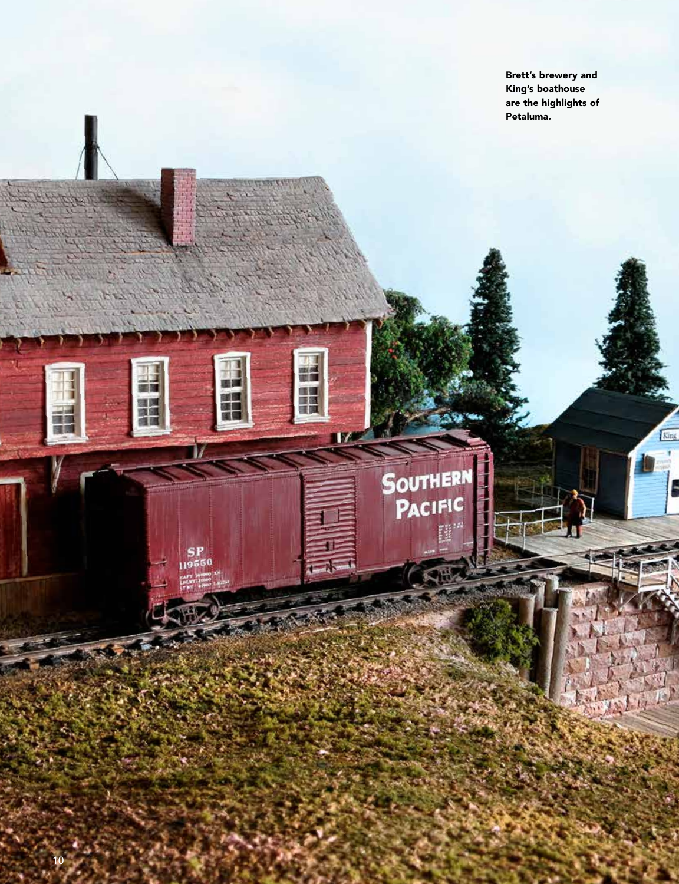**Brett's brewery and King's boathouse are the highlights of Petaluma.**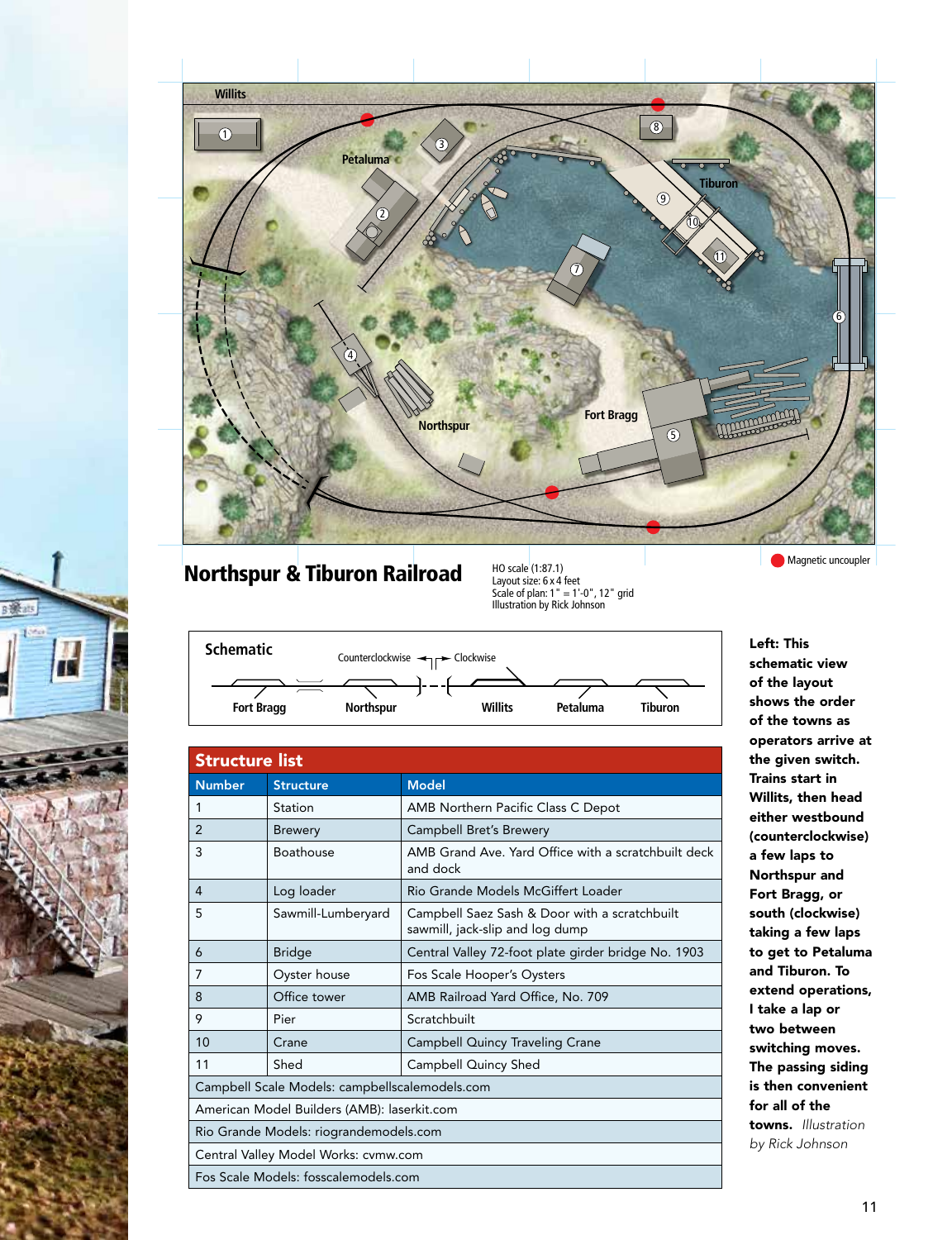## Northspur & Tiburon Railroad

HO scale (1:87.1)
Layout size: 6 x 4 feet
Scale of plan: 1" = 1'-0", 12" grid
Illustration by Rick Johnson

Magnetic uncoupler

### Schematic

Counterclockwise ← → Clockwise

Fort Bragg — Northspur — Willits — Petaluma — Tiburon

Left: This schematic view of the layout shows the order of the towns as operators arrive at the given switch. Trains start in Willits, then head either westbound (counterclockwise) a few laps to Northspur and Fort Bragg, or south (clockwise) taking a few laps to get to Petaluma and Tiburon. To extend operations, I take a lap or two between switching moves. The passing siding is then convenient for all of the towns. *Illustration by Rick Johnson*

### Structure list

| Number | Structure | Model |
|---|---|---|
| 1 | Station | AMB Northern Pacific Class C Depot |
| 2 | Brewery | Campbell Bret's Brewery |
| 3 | Boathouse | AMB Grand Ave. Yard Office with a scratchbuilt deck and dock |
| 4 | Log loader | Rio Grande Models McGiffert Loader |
| 5 | Sawmill-Lumberyard | Campbell Saez Sash & Door with a scratchbuilt sawmill, jack-slip and log dump |
| 6 | Bridge | Central Valley 72-foot plate girder bridge No. 1903 |
| 7 | Oyster house | Fos Scale Hooper's Oysters |
| 8 | Office tower | AMB Railroad Yard Office, No. 709 |
| 9 | Pier | Scratchbuilt |
| 10 | Crane | Campbell Quincy Traveling Crane |
| 11 | Shed | Campbell Quincy Shed |
| Campbell Scale Models: campbellscalemodels.com | | |
| American Model Builders (AMB): laserkit.com | | |
| Rio Grande Models: riograndemodels.com | | |
| Central Valley Model Works: cvmw.com | | |
| Fos Scale Models: fosscalemodels.com | | |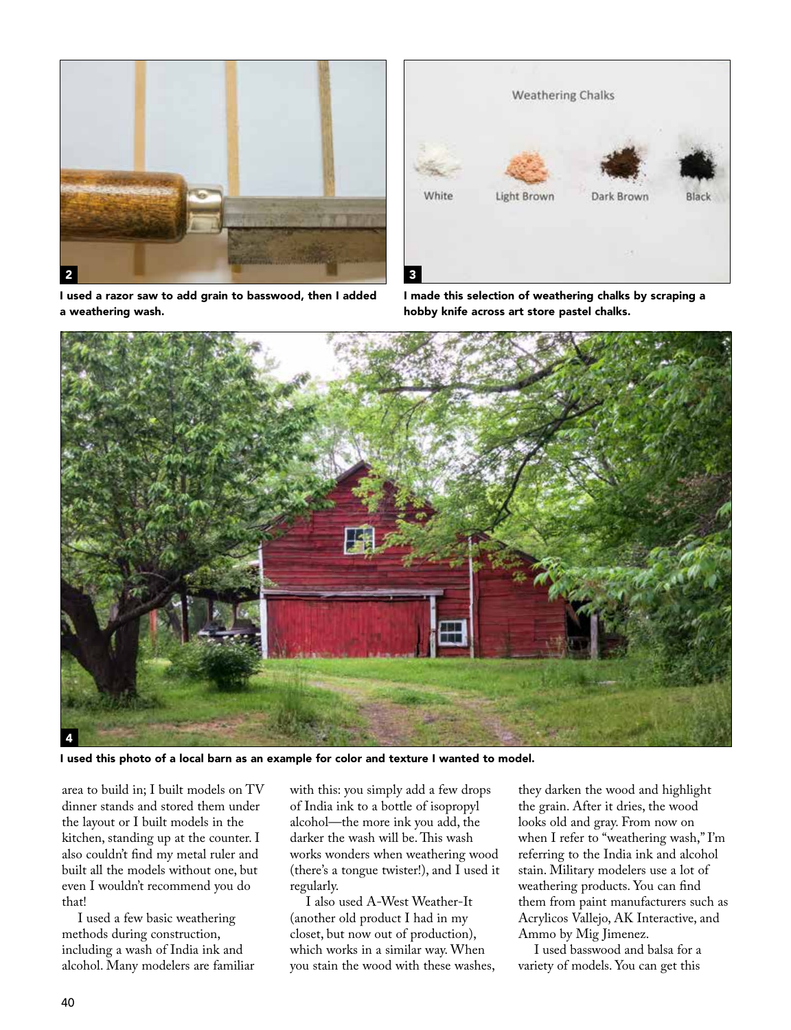**2** I used a razor saw to add grain to basswood, then I added a weathering wash.

**3** I made this selection of weathering chalks by scraping a hobby knife across art store pastel chalks.

**4** I used this photo of a local barn as an example for color and texture I wanted to model.

area to build in; I built models on TV dinner stands and stored them under the layout or I built models in the kitchen, standing up at the counter. I also couldn't find my metal ruler and built all the models without one, but even I wouldn't recommend you do that!

I used a few basic weathering methods during construction, including a wash of India ink and alcohol. Many modelers are familiar with this: you simply add a few drops of India ink to a bottle of isopropyl alcohol—the more ink you add, the darker the wash will be. This wash works wonders when weathering wood (there's a tongue twister!), and I used it regularly.

I also used A-West Weather-It (another old product I had in my closet, but now out of production), which works in a similar way. When you stain the wood with these washes, they darken the wood and highlight the grain. After it dries, the wood looks old and gray. From now on when I refer to "weathering wash," I'm referring to the India ink and alcohol stain. Military modelers use a lot of weathering products. You can find them from paint manufacturers such as Acrylicos Vallejo, AK Interactive, and Ammo by Mig Jimenez.

I used basswood and balsa for a variety of models. You can get this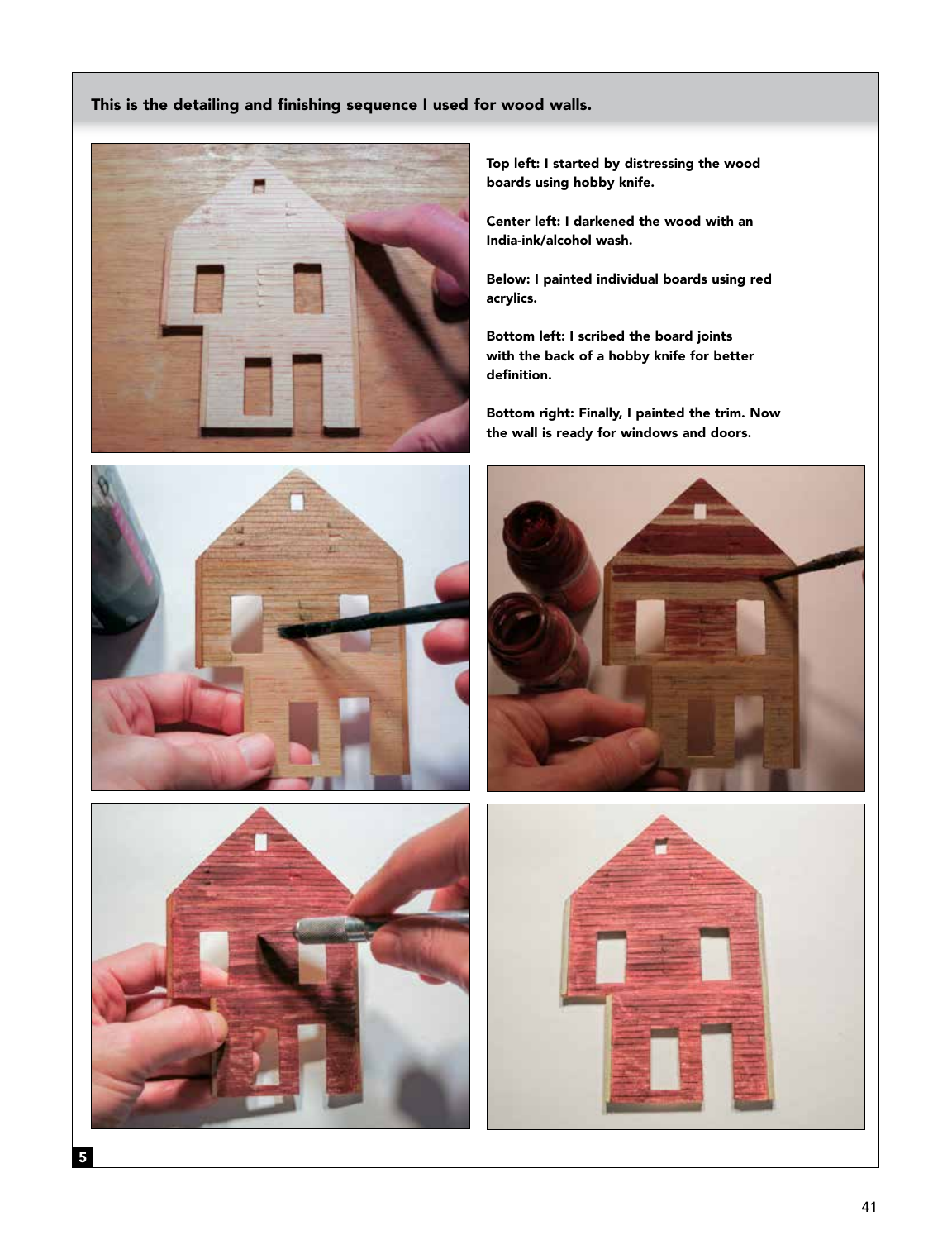**This is the detailing and finishing sequence I used for wood walls.**

**Top left: I started by distressing the wood boards using hobby knife.**

**Center left: I darkened the wood with an India-ink/alcohol wash.**

**Below: I painted individual boards using red acrylics.**

**Bottom left: I scribed the board joints with the back of a hobby knife for better definition.**

**Bottom right: Finally, I painted the trim. Now the wall is ready for windows and doors.**

**5**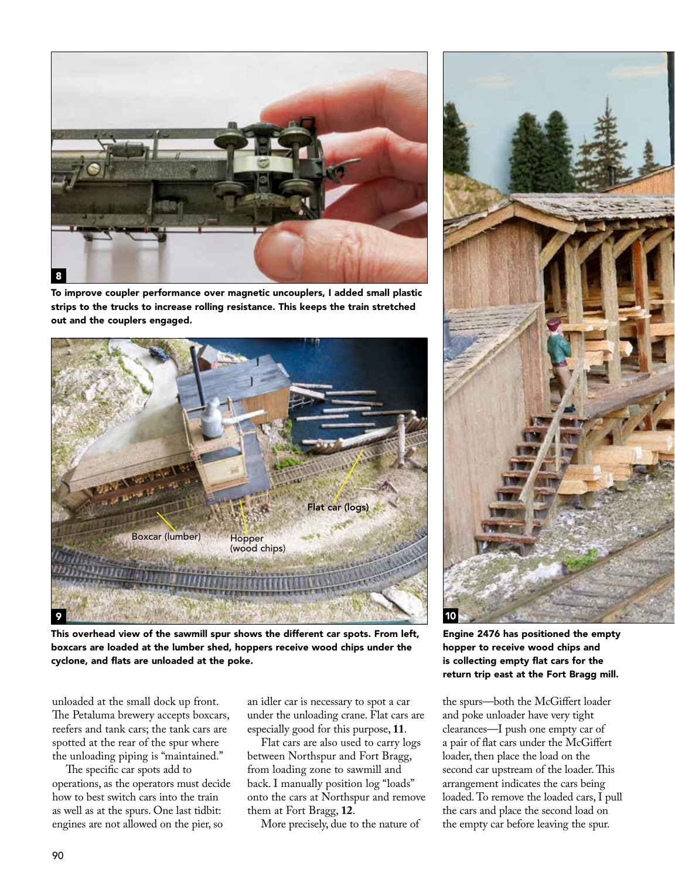To improve coupler performance over magnetic uncouplers, I added small plastic strips to the trucks to increase rolling resistance. This keeps the train stretched out and the couplers engaged.

This overhead view of the sawmill spur shows the different car spots. From left, boxcars are loaded at the lumber shed, hoppers receive wood chips under the cyclone, and flats are unloaded at the poke.

Engine 2476 has positioned the empty hopper to receive wood chips and is collecting empty flat cars for the return trip east at the Fort Bragg mill.

unloaded at the small dock up front. The Petaluma brewery accepts boxcars, reefers and tank cars; the tank cars are spotted at the rear of the spur where the unloading piping is "maintained."

The specific car spots add to operations, as the operators must decide how to best switch cars into the train as well as at the spurs. One last tidbit: engines are not allowed on the pier, so an idler car is necessary to spot a car under the unloading crane. Flat cars are especially good for this purpose, **11**.

Flat cars are also used to carry logs between Northspur and Fort Bragg, from loading zone to sawmill and back. I manually position log "loads" onto the cars at Northspur and remove them at Fort Bragg, **12**.

More precisely, due to the nature of the spurs—both the McGiffert loader and poke unloader have very tight clearances—I push one empty car of a pair of flat cars under the McGiffert loader, then place the load on the second car upstream of the loader. This arrangement indicates the cars being loaded. To remove the loaded cars, I pull the cars and place the second load on the empty car before leaving the spur.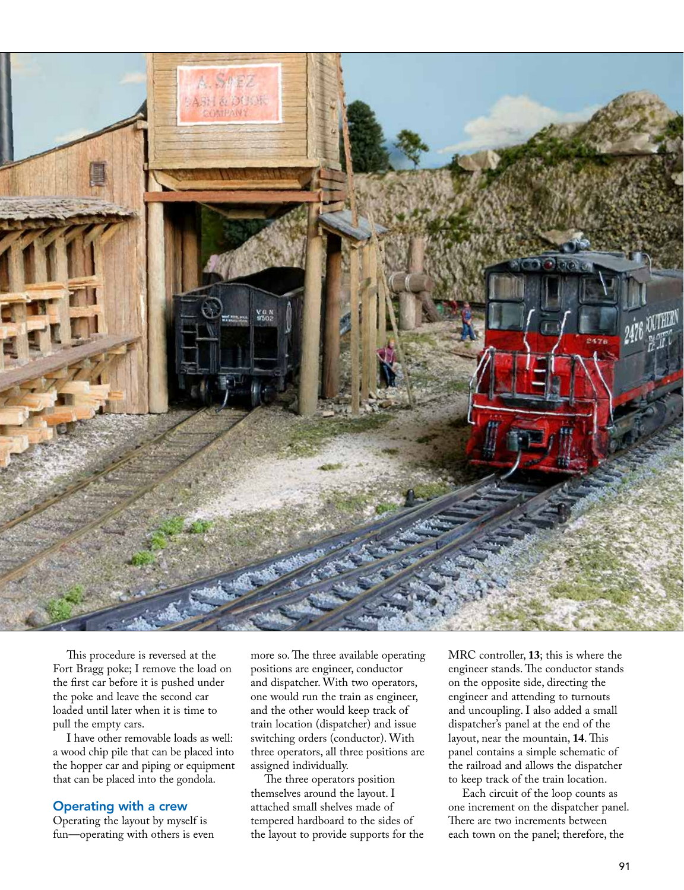This procedure is reversed at the Fort Bragg poke; I remove the load on the first car before it is pushed under the poke and leave the second car loaded until later when it is time to pull the empty cars.

I have other removable loads as well: a wood chip pile that can be placed into the hopper car and piping or equipment that can be placed into the gondola.

## Operating with a crew

Operating the layout by myself is fun—operating with others is even more so. The three available operating positions are engineer, conductor and dispatcher. With two operators, one would run the train as engineer, and the other would keep track of train location (dispatcher) and issue switching orders (conductor). With three operators, all three positions are assigned individually.

The three operators position themselves around the layout. I attached small shelves made of tempered hardboard to the sides of the layout to provide supports for the MRC controller, **13**; this is where the engineer stands. The conductor stands on the opposite side, directing the engineer and attending to turnouts and uncoupling. I also added a small dispatcher's panel at the end of the layout, near the mountain, **14**. This panel contains a simple schematic of the railroad and allows the dispatcher to keep track of the train location.

Each circuit of the loop counts as one increment on the dispatcher panel. There are two increments between each town on the panel; therefore, the